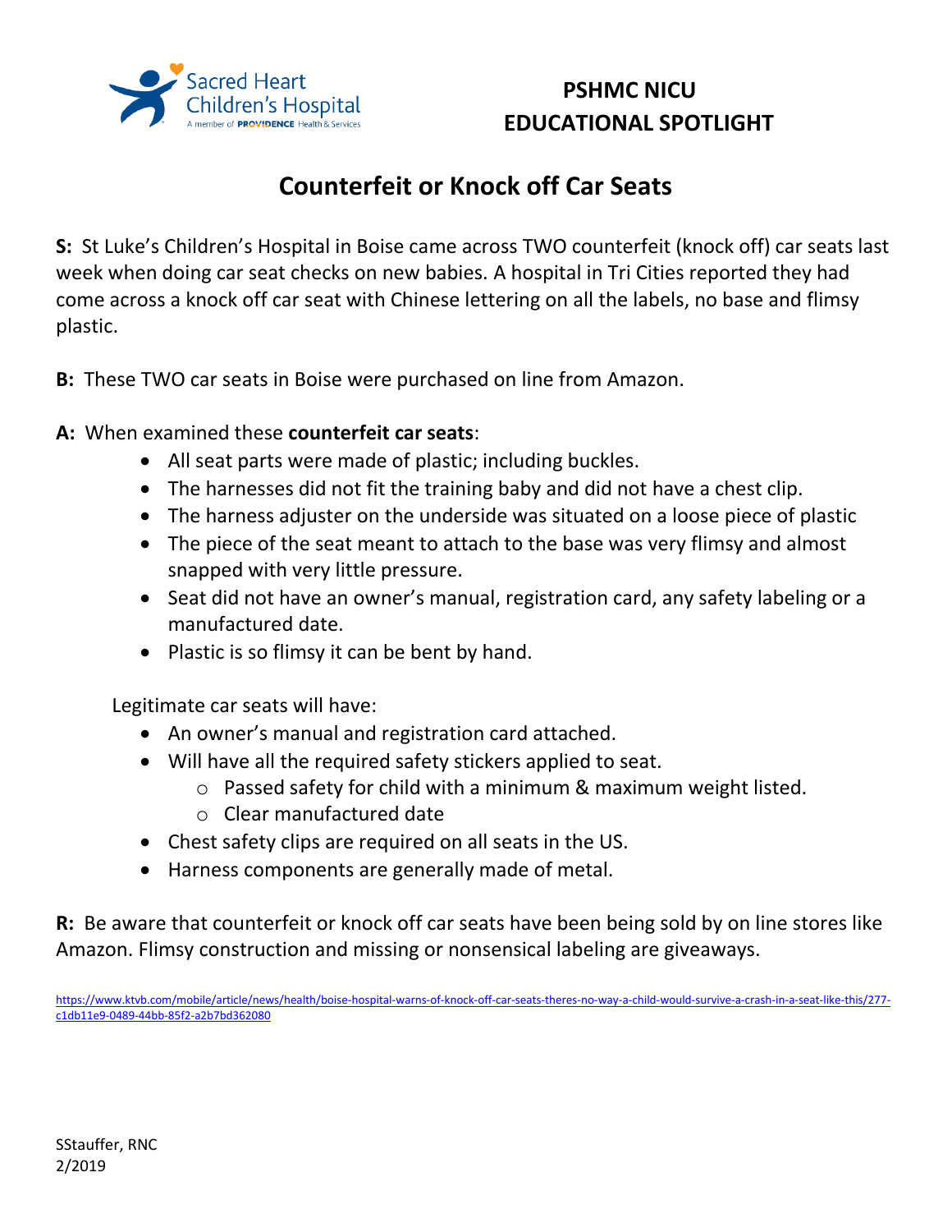Sacred Heart Children's Hospital
A member of PROVIDENCE Health & Services

**PSHMC NICU**
**EDUCATIONAL SPOTLIGHT**

# Counterfeit or Knock off Car Seats

**S:** St Luke's Children's Hospital in Boise came across TWO counterfeit (knock off) car seats last week when doing car seat checks on new babies. A hospital in Tri Cities reported they had come across a knock off car seat with Chinese lettering on all the labels, no base and flimsy plastic.

**B:** These TWO car seats in Boise were purchased on line from Amazon.

**A:** When examined these **counterfeit car seats**:

- All seat parts were made of plastic; including buckles.
- The harnesses did not fit the training baby and did not have a chest clip.
- The harness adjuster on the underside was situated on a loose piece of plastic
- The piece of the seat meant to attach to the base was very flimsy and almost snapped with very little pressure.
- Seat did not have an owner's manual, registration card, any safety labeling or a manufactured date.
- Plastic is so flimsy it can be bent by hand.

Legitimate car seats will have:

- An owner's manual and registration card attached.
- Will have all the required safety stickers applied to seat.
  - Passed safety for child with a minimum & maximum weight listed.
  - Clear manufactured date
- Chest safety clips are required on all seats in the US.
- Harness components are generally made of metal.

**R:** Be aware that counterfeit or knock off car seats have been being sold by on line stores like Amazon. Flimsy construction and missing or nonsensical labeling are giveaways.

https://www.ktvb.com/mobile/article/news/health/boise-hospital-warns-of-knock-off-car-seats-theres-no-way-a-child-would-survive-a-crash-in-a-seat-like-this/277-c1db11e9-0489-44bb-85f2-a2b7bd362080

SStauffer, RNC
2/2019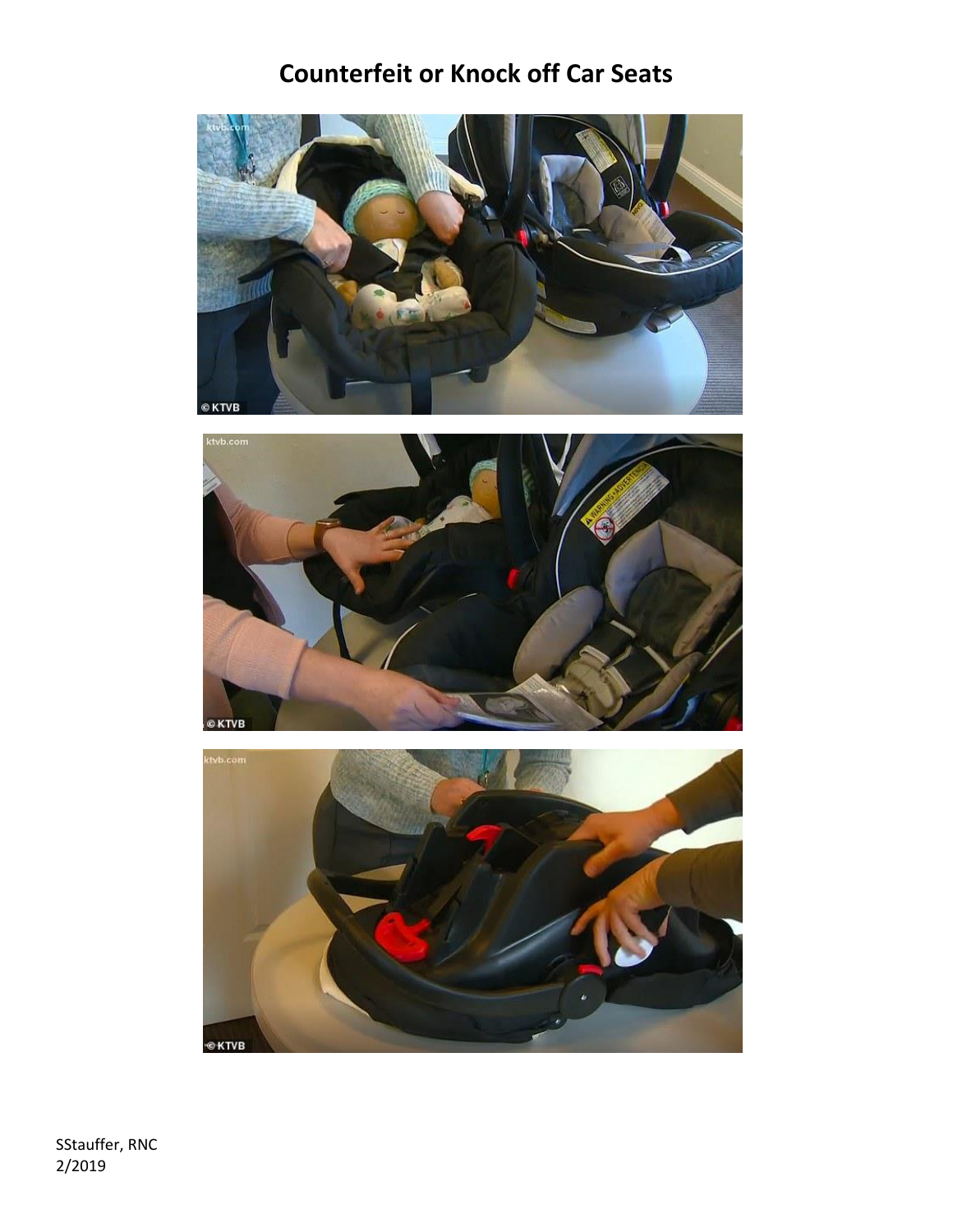# Counterfeit or Knock off Car Seats

SStauffer, RNC
2/2019